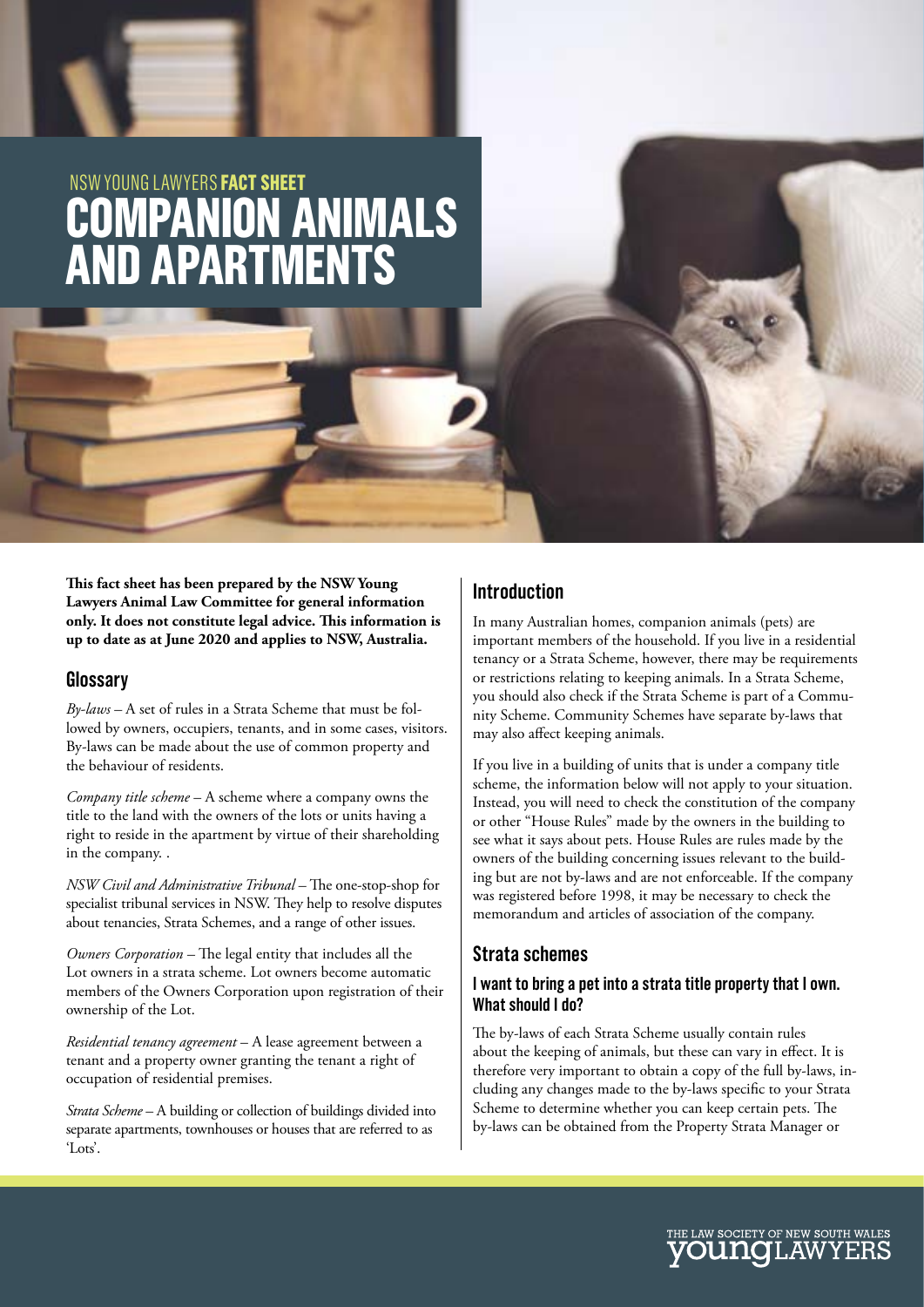NSW YOUNG LAWYERS **FACT SHEET**

# COMPANION ANIMALS AND APARTMENTS

**This fact sheet has been prepared by the NSW Young Lawyers Animal Law Committee for general information only. It does not constitute legal advice. This information is up to date as at June 2020 and applies to NSW, Australia.**

## Glossary

*By-laws* – A set of rules in a Strata Scheme that must be followed by owners, occupiers, tenants, and in some cases, visitors. By-laws can be made about the use of common property and the behaviour of residents.

*Company title scheme* – A scheme where a company owns the title to the land with the owners of the lots or units having a right to reside in the apartment by virtue of their shareholding in the company. .

*NSW Civil and Administrative Tribunal* – The one-stop-shop for specialist tribunal services in NSW. They help to resolve disputes about tenancies, Strata Schemes, and a range of other issues.

*Owners Corporation* – The legal entity that includes all the Lot owners in a strata scheme. Lot owners become automatic members of the Owners Corporation upon registration of their ownership of the Lot.

*Residential tenancy agreement* – A lease agreement between a tenant and a property owner granting the tenant a right of occupation of residential premises.

*Strata Scheme* – A building or collection of buildings divided into separate apartments, townhouses or houses that are referred to as 'Lots'.

## Introduction

In many Australian homes, companion animals (pets) are important members of the household. If you live in a residential tenancy or a Strata Scheme, however, there may be requirements or restrictions relating to keeping animals. In a Strata Scheme, you should also check if the Strata Scheme is part of a Community Scheme. Community Schemes have separate by-laws that may also affect keeping animals.

If you live in a building of units that is under a company title scheme, the information below will not apply to your situation. Instead, you will need to check the constitution of the company or other "House Rules" made by the owners in the building to see what it says about pets. House Rules are rules made by the owners of the building concerning issues relevant to the building but are not by-laws and are not enforceable. If the company was registered before 1998, it may be necessary to check the memorandum and articles of association of the company.

## Strata schemes

### I want to bring a pet into a strata title property that I own. What should I do?

The by-laws of each Strata Scheme usually contain rules about the keeping of animals, but these can vary in effect. It is therefore very important to obtain a copy of the full by-laws, including any changes made to the by-laws specific to your Strata Scheme to determine whether you can keep certain pets. The by-laws can be obtained from the Property Strata Manager or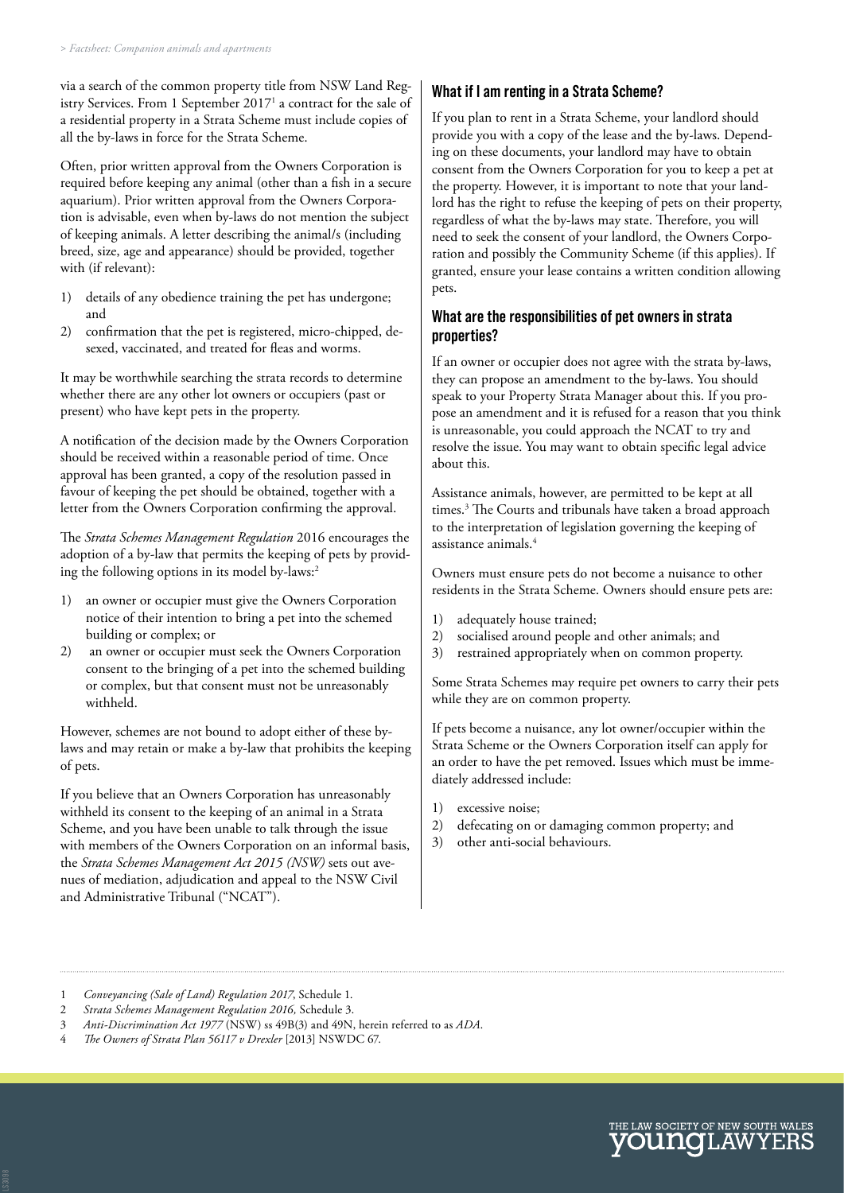via a search of the common property title from NSW Land Registry Services. From 1 September 2017[1] a contract for the sale of a residential property in a Strata Scheme must include copies of all the by-laws in force for the Strata Scheme.

Often, prior written approval from the Owners Corporation is required before keeping any animal (other than a fish in a secure aquarium). Prior written approval from the Owners Corporation is advisable, even when by-laws do not mention the subject of keeping animals. A letter describing the animal/s (including breed, size, age and appearance) should be provided, together with (if relevant):

1) details of any obedience training the pet has undergone; and
2) confirmation that the pet is registered, micro-chipped, desexed, vaccinated, and treated for fleas and worms.

It may be worthwhile searching the strata records to determine whether there are any other lot owners or occupiers (past or present) who have kept pets in the property.

A notification of the decision made by the Owners Corporation should be received within a reasonable period of time. Once approval has been granted, a copy of the resolution passed in favour of keeping the pet should be obtained, together with a letter from the Owners Corporation confirming the approval.

The *Strata Schemes Management Regulation* 2016 encourages the adoption of a by-law that permits the keeping of pets by providing the following options in its model by-laws:[2]

1) an owner or occupier must give the Owners Corporation notice of their intention to bring a pet into the schemed building or complex; or
2) an owner or occupier must seek the Owners Corporation consent to the bringing of a pet into the schemed building or complex, but that consent must not be unreasonably withheld.

However, schemes are not bound to adopt either of these by-laws and may retain or make a by-law that prohibits the keeping of pets.

If you believe that an Owners Corporation has unreasonably withheld its consent to the keeping of an animal in a Strata Scheme, and you have been unable to talk through the issue with members of the Owners Corporation on an informal basis, the *Strata Schemes Management Act 2015 (NSW)* sets out avenues of mediation, adjudication and appeal to the NSW Civil and Administrative Tribunal ("NCAT").

## What if I am renting in a Strata Scheme?

If you plan to rent in a Strata Scheme, your landlord should provide you with a copy of the lease and the by-laws. Depending on these documents, your landlord may have to obtain consent from the Owners Corporation for you to keep a pet at the property. However, it is important to note that your landlord has the right to refuse the keeping of pets on their property, regardless of what the by-laws may state. Therefore, you will need to seek the consent of your landlord, the Owners Corporation and possibly the Community Scheme (if this applies). If granted, ensure your lease contains a written condition allowing pets.

## What are the responsibilities of pet owners in strata properties?

If an owner or occupier does not agree with the strata by-laws, they can propose an amendment to the by-laws. You should speak to your Property Strata Manager about this. If you propose an amendment and it is refused for a reason that you think is unreasonable, you could approach the NCAT to try and resolve the issue. You may want to obtain specific legal advice about this.

Assistance animals, however, are permitted to be kept at all times.[3] The Courts and tribunals have taken a broad approach to the interpretation of legislation governing the keeping of assistance animals.[4]

Owners must ensure pets do not become a nuisance to other residents in the Strata Scheme. Owners should ensure pets are:

1) adequately house trained;
2) socialised around people and other animals; and
3) restrained appropriately when on common property.

Some Strata Schemes may require pet owners to carry their pets while they are on common property.

If pets become a nuisance, any lot owner/occupier within the Strata Scheme or the Owners Corporation itself can apply for an order to have the pet removed. Issues which must be immediately addressed include:

1) excessive noise;
2) defecating on or damaging common property; and
3) other anti-social behaviours.

---

1 *Conveyancing (Sale of Land) Regulation 2017*, Schedule 1.
2 *Strata Schemes Management Regulation 2016,* Schedule 3.
3 *Anti-Discrimination Act 1977* (NSW) ss 49B(3) and 49N, herein referred to as *ADA*.
4 *The Owners of Strata Plan 56117 v Drexler* [2013] NSWDC 67.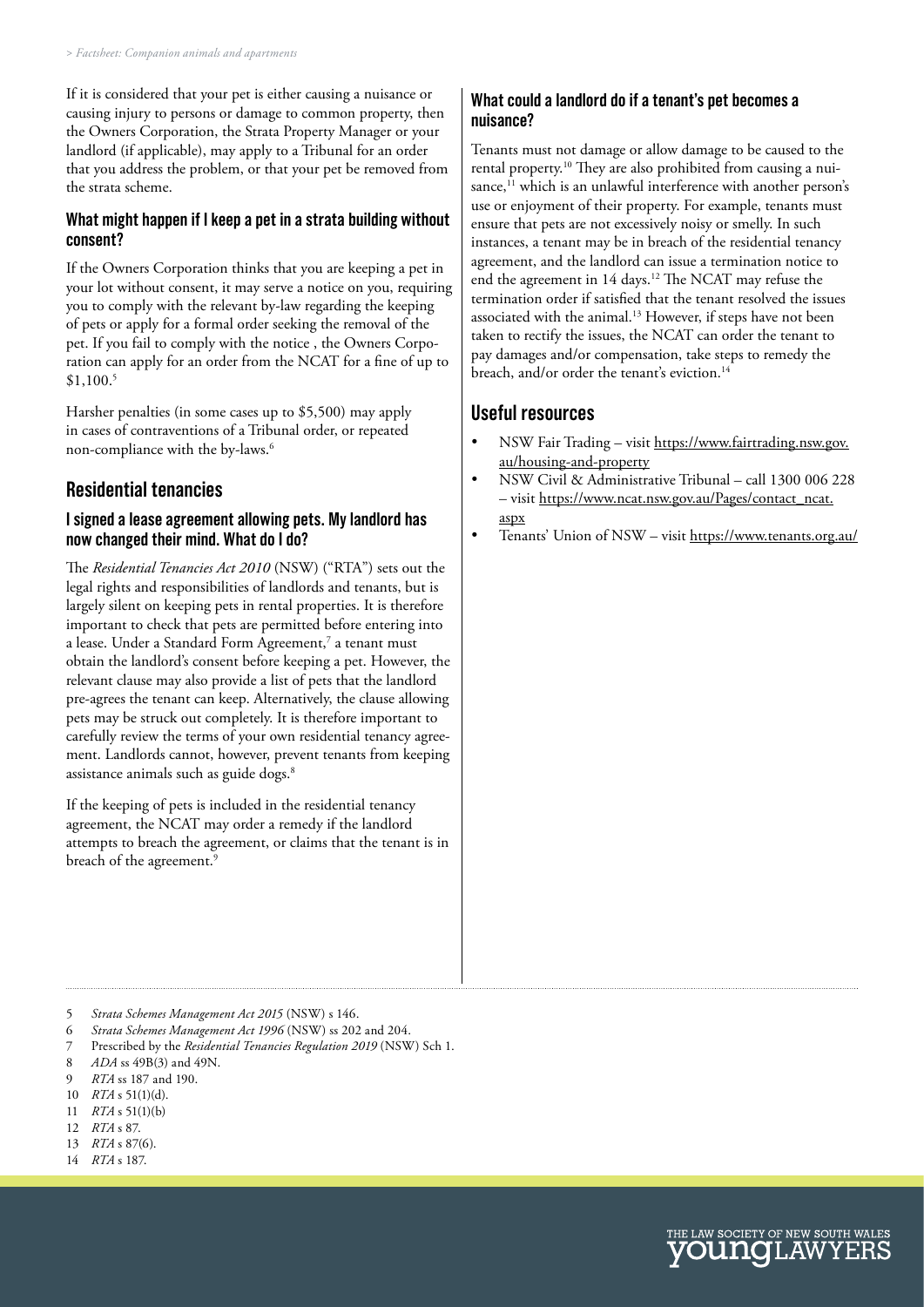If it is considered that your pet is either causing a nuisance or causing injury to persons or damage to common property, then the Owners Corporation, the Strata Property Manager or your landlord (if applicable), may apply to a Tribunal for an order that you address the problem, or that your pet be removed from the strata scheme.

### What might happen if I keep a pet in a strata building without consent?

If the Owners Corporation thinks that you are keeping a pet in your lot without consent, it may serve a notice on you, requiring you to comply with the relevant by-law regarding the keeping of pets or apply for a formal order seeking the removal of the pet. If you fail to comply with the notice , the Owners Corporation can apply for an order from the NCAT for a fine of up to $1,100.[5]

Harsher penalties (in some cases up to $5,500) may apply in cases of contraventions of a Tribunal order, or repeated non-compliance with the by-laws.[6]

## Residential tenancies

### I signed a lease agreement allowing pets. My landlord has now changed their mind. What do I do?

The *Residential Tenancies Act 2010* (NSW) ("RTA") sets out the legal rights and responsibilities of landlords and tenants, but is largely silent on keeping pets in rental properties. It is therefore important to check that pets are permitted before entering into a lease. Under a Standard Form Agreement,[7] a tenant must obtain the landlord's consent before keeping a pet. However, the relevant clause may also provide a list of pets that the landlord pre-agrees the tenant can keep. Alternatively, the clause allowing pets may be struck out completely. It is therefore important to carefully review the terms of your own residential tenancy agreement. Landlords cannot, however, prevent tenants from keeping assistance animals such as guide dogs.[8]

If the keeping of pets is included in the residential tenancy agreement, the NCAT may order a remedy if the landlord attempts to breach the agreement, or claims that the tenant is in breach of the agreement.[9]

### What could a landlord do if a tenant's pet becomes a nuisance?

Tenants must not damage or allow damage to be caused to the rental property.[10] They are also prohibited from causing a nuisance,[11] which is an unlawful interference with another person's use or enjoyment of their property. For example, tenants must ensure that pets are not excessively noisy or smelly. In such instances, a tenant may be in breach of the residential tenancy agreement, and the landlord can issue a termination notice to end the agreement in 14 days.[12] The NCAT may refuse the termination order if satisfied that the tenant resolved the issues associated with the animal.[13] However, if steps have not been taken to rectify the issues, the NCAT can order the tenant to pay damages and/or compensation, take steps to remedy the breach, and/or order the tenant's eviction.[14]

## Useful resources

- NSW Fair Trading – visit https://www.fairtrading.nsw.gov.au/housing-and-property
- NSW Civil & Administrative Tribunal – call 1300 006 228 – visit https://www.ncat.nsw.gov.au/Pages/contact_ncat.aspx
- Tenants' Union of NSW – visit https://www.tenants.org.au/

---

5 *Strata Schemes Management Act 2015* (NSW) s 146.
6 *Strata Schemes Management Act 1996* (NSW) ss 202 and 204.
7 Prescribed by the *Residential Tenancies Regulation 2019* (NSW) Sch 1.
8 *ADA* ss 49B(3) and 49N.
9 *RTA* ss 187 and 190.
10 *RTA* s 51(1)(d).
11 *RTA* s 51(1)(b)
12 *RTA* s 87.
13 *RTA* s 87(6).
14 *RTA* s 187.